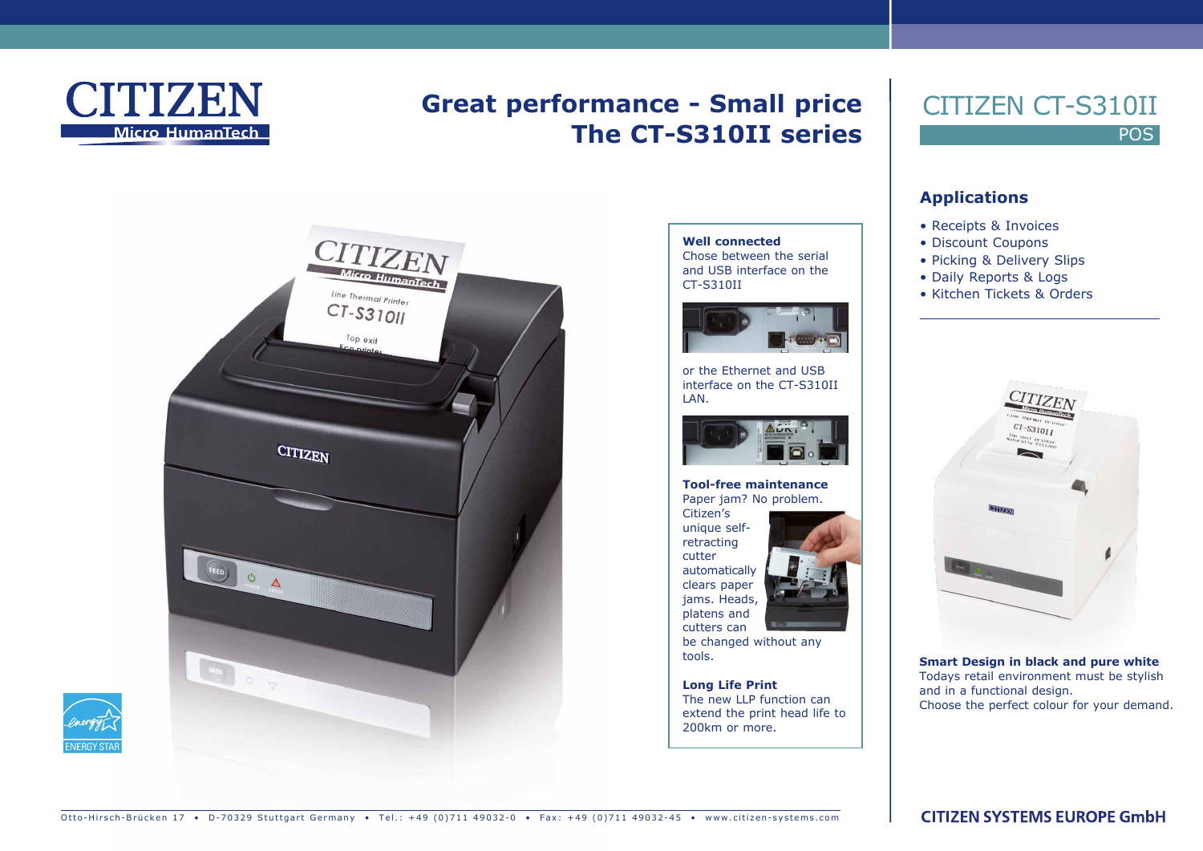# Great performance - Small price
# The CT-S310II series

## CITIZEN CT-S310II

POS

### Applications

- Receipts & Invoices
- Discount Coupons
- Picking & Delivery Slips
- Daily Reports & Logs
- Kitchen Tickets & Orders

**Well connected**
Chose between the serial and USB interface on the CT-S310II

or the Ethernet and USB interface on the CT-S310II LAN.

**Tool-free maintenance**
Paper jam? No problem. Citizen's unique self-retracting cutter automatically clears paper jams. Heads, platens and cutters can be changed without any tools.

**Long Life Print**
The new LLP function can extend the print head life to 200km or more.

**Smart Design in black and pure white**
Todays retail environment must be stylish and in a functional design.
Choose the perfect colour for your demand.

Otto-Hirsch-Brücken 17 • D-70329 Stuttgart Germany • Tel.: +49 (0)711 49032-0 • Fax: +49 (0)711 49032-45 • www.citizen-systems.com

**CITIZEN SYSTEMS EUROPE GmbH**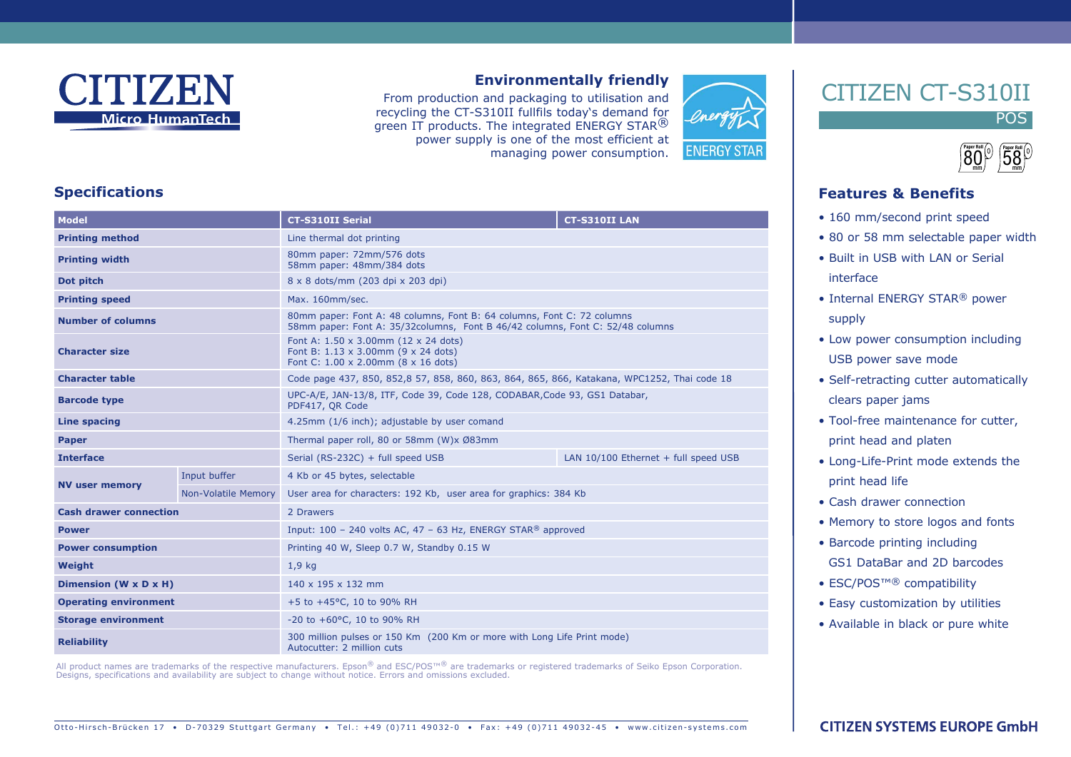CITIZEN
Micro HumanTech

## Environmentally friendly

From production and packaging to utilisation and recycling the CT-S310II fullfils today's demand for green IT products. The integrated ENERGY STAR® power supply is one of the most efficient at managing power consumption.

ENERGY STAR

# CITIZEN CT-S310II

POS

Paper Roll 80 mm   Paper Roll 58 mm

## Specifications

| Model | | CT-S310II Serial | CT-S310II LAN |
|---|---|---|---|
| Printing method | | Line thermal dot printing | |
| Printing width | | 80mm paper: 72mm/576 dots<br>58mm paper: 48mm/384 dots | |
| Dot pitch | | 8 x 8 dots/mm (203 dpi x 203 dpi) | |
| Printing speed | | Max. 160mm/sec. | |
| Number of columns | | 80mm paper: Font A: 48 columns, Font B: 64 columns, Font C: 72 columns<br>58mm paper: Font A: 35/32columns, Font B 46/42 columns, Font C: 52/48 columns | |
| Character size | | Font A: 1.50 x 3.00mm (12 x 24 dots)<br>Font B: 1.13 x 3.00mm (9 x 24 dots)<br>Font C: 1.00 x 2.00mm (8 x 16 dots) | |
| Character table | | Code page 437, 850, 852,8 57, 858, 860, 863, 864, 865, 866, Katakana, WPC1252, Thai code 18 | |
| Barcode type | | UPC-A/E, JAN-13/8, ITF, Code 39, Code 128, CODABAR,Code 93, GS1 Databar, PDF417, QR Code | |
| Line spacing | | 4.25mm (1/6 inch); adjustable by user comand | |
| Paper | | Thermal paper roll, 80 or 58mm (W)x Ø83mm | |
| Interface | | Serial (RS-232C) + full speed USB | LAN 10/100 Ethernet + full speed USB |
| NV user memory | Input buffer | 4 Kb or 45 bytes, selectable | |
| | Non-Volatile Memory | User area for characters: 192 Kb, user area for graphics: 384 Kb | |
| Cash drawer connection | | 2 Drawers | |
| Power | | Input: 100 – 240 volts AC, 47 – 63 Hz, ENERGY STAR® approved | |
| Power consumption | | Printing 40 W, Sleep 0.7 W, Standby 0.15 W | |
| Weight | | 1,9 kg | |
| Dimension (W x D x H) | | 140 x 195 x 132 mm | |
| Operating environment | | +5 to +45°C, 10 to 90% RH | |
| Storage environment | | -20 to +60°C, 10 to 90% RH | |
| Reliability | | 300 million pulses or 150 Km (200 Km or more with Long Life Print mode)<br>Autocutter: 2 million cuts | |

All product names are trademarks of the respective manufacturers. Epson® and ESC/POS™® are trademarks or registered trademarks of Seiko Epson Corporation. Designs, specifications and availability are subject to change without notice. Errors and omissions excluded.

## Features & Benefits

- 160 mm/second print speed
- 80 or 58 mm selectable paper width
- Built in USB with LAN or Serial interface
- Internal ENERGY STAR® power supply
- Low power consumption including USB power save mode
- Self-retracting cutter automatically clears paper jams
- Tool-free maintenance for cutter, print head and platen
- Long-Life-Print mode extends the print head life
- Cash drawer connection
- Memory to store logos and fonts
- Barcode printing including GS1 DataBar and 2D barcodes
- ESC/POS™® compatibility
- Easy customization by utilities
- Available in black or pure white

Otto-Hirsch-Brücken 17 • D-70329 Stuttgart Germany • Tel.: +49 (0)711 49032-0 • Fax: +49 (0)711 49032-45 • www.citizen-systems.com

CITIZEN SYSTEMS EUROPE GmbH